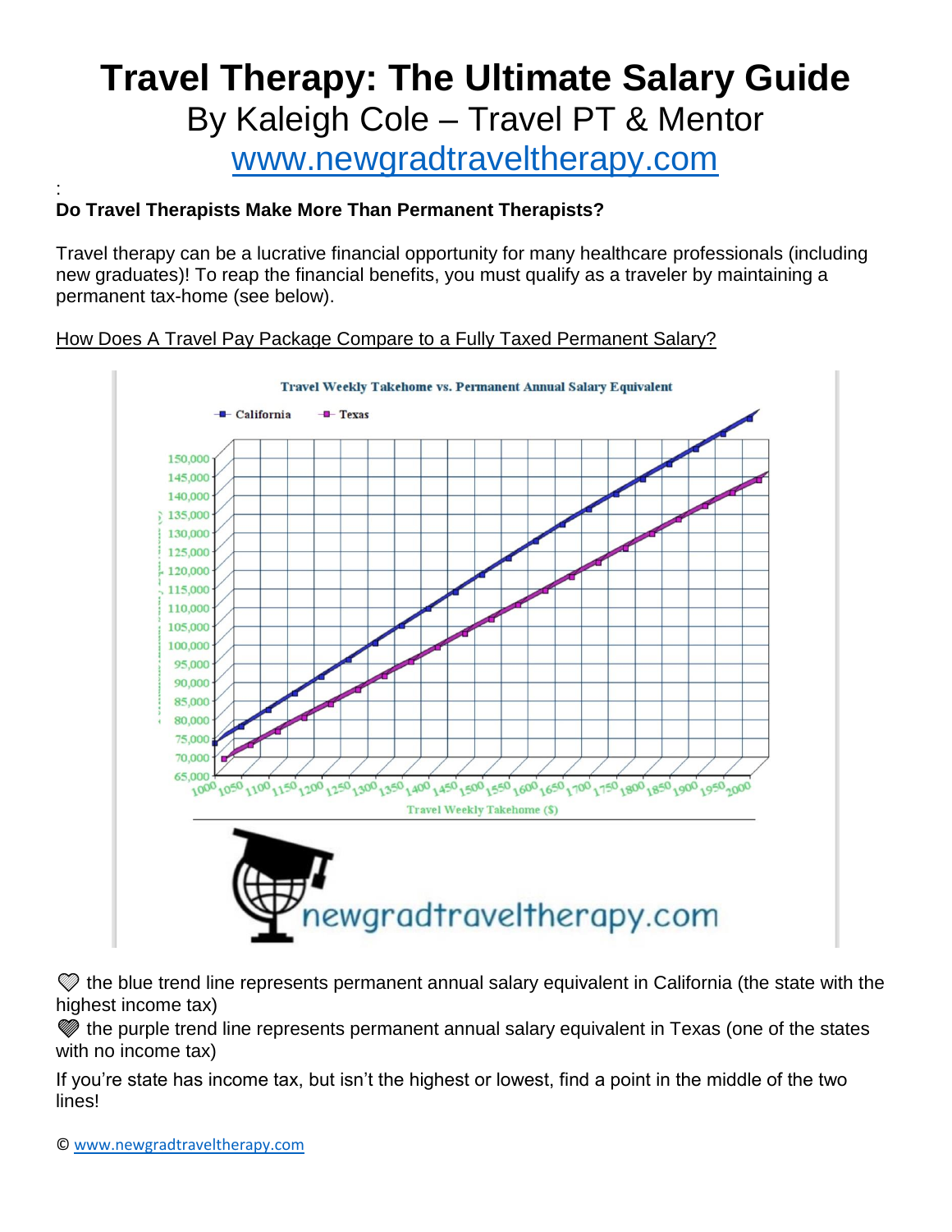# Travel Therapy: The Ultimate Salary Guide

By Kaleigh Cole – Travel PT & Mentor

www.newgradtraveltherapy.com

:

**Do Travel Therapists Make More Than Permanent Therapists?**

Travel therapy can be a lucrative financial opportunity for many healthcare professionals (including new graduates)! To reap the financial benefits, you must qualify as a traveler by maintaining a permanent tax-home (see below).

How Does A Travel Pay Package Compare to a Fully Taxed Permanent Salary?

🤍 the blue trend line represents permanent annual salary equivalent in California (the state with the highest income tax)

🩶 the purple trend line represents permanent annual salary equivalent in Texas (one of the states with no income tax)

If you're state has income tax, but isn't the highest or lowest, find a point in the middle of the two lines!

© www.newgradtraveltherapy.com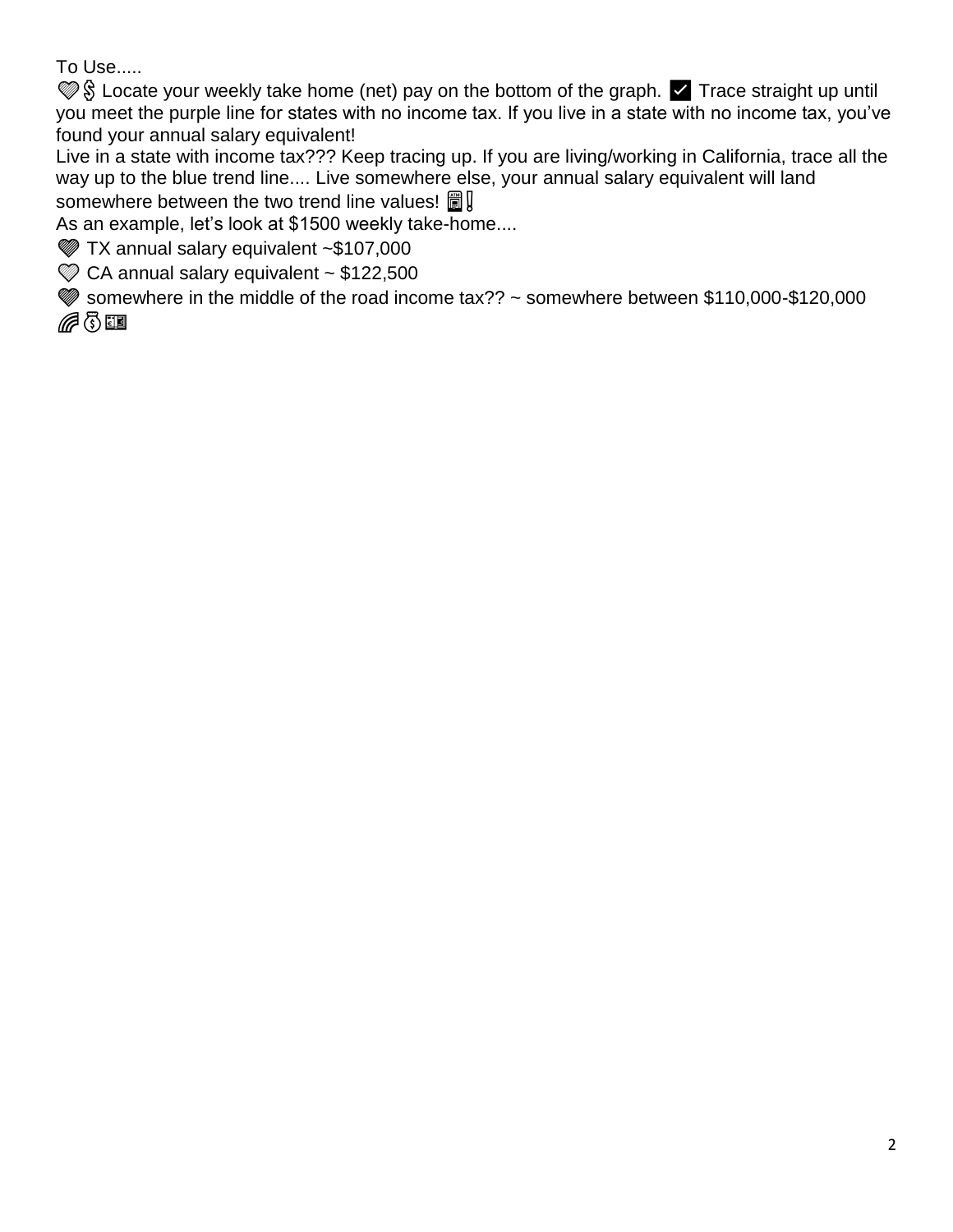To Use.....

💜💲 Locate your weekly take home (net) pay on the bottom of the graph. ✅ Trace straight up until you meet the purple line for states with no income tax. If you live in a state with no income tax, you've found your annual salary equivalent!

Live in a state with income tax??? Keep tracing up. If you are living/working in California, trace all the way up to the blue trend line.... Live somewhere else, your annual salary equivalent will land somewhere between the two trend line values! 🏧❗

As an example, let's look at $1500 weekly take-home....

💜 TX annual salary equivalent ~$107,000

💙 CA annual salary equivalent ~ $122,500

💜 somewhere in the middle of the road income tax?? ~ somewhere between $110,000-$120,000

🌈💰💵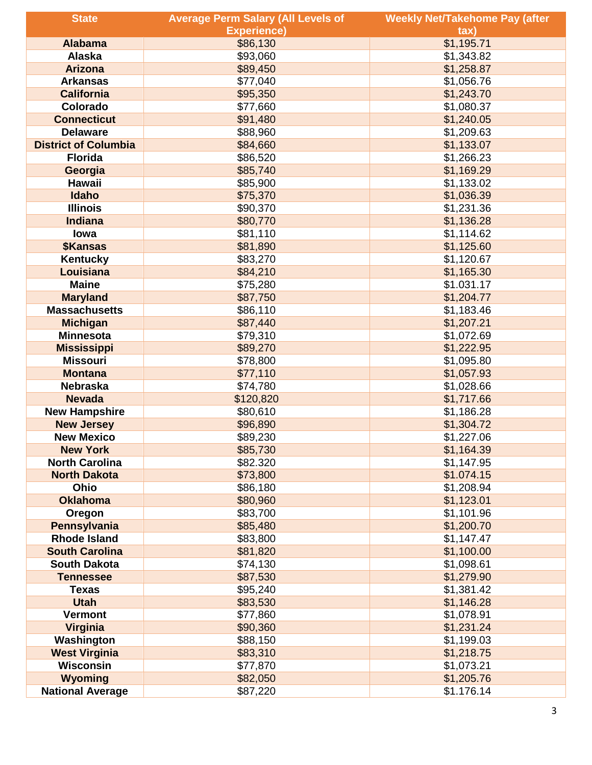| State | Average Perm Salary (All Levels of Experience) | Weekly Net/Takehome Pay (after tax) |
|---|---|---|
| Alabama | $86,130 | $1,195.71 |
| Alaska | $93,060 | $1,343.82 |
| Arizona | $89,450 | $1,258.87 |
| Arkansas | $77,040 | $1,056.76 |
| California | $95,350 | $1,243.70 |
| Colorado | $77,660 | $1,080.37 |
| Connecticut | $91,480 | $1,240.05 |
| Delaware | $88,960 | $1,209.63 |
| District of Columbia | $84,660 | $1,133.07 |
| Florida | $86,520 | $1,266.23 |
| Georgia | $85,740 | $1,169.29 |
| Hawaii | $85,900 | $1,133.02 |
| Idaho | $75,370 | $1,036.39 |
| Illinois | $90,370 | $1,231.36 |
| Indiana | $80,770 | $1,136.28 |
| Iowa | $81,110 | $1,114.62 |
| $Kansas | $81,890 | $1,125.60 |
| Kentucky | $83,270 | $1,120.67 |
| Louisiana | $84,210 | $1,165.30 |
| Maine | $75,280 | $1.031.17 |
| Maryland | $87,750 | $1,204.77 |
| Massachusetts | $86,110 | $1,183.46 |
| Michigan | $87,440 | $1,207.21 |
| Minnesota | $79,310 | $1,072.69 |
| Mississippi | $89,270 | $1,222.95 |
| Missouri | $78,800 | $1,095.80 |
| Montana | $77,110 | $1,057.93 |
| Nebraska | $74,780 | $1,028.66 |
| Nevada | $120,820 | $1,717.66 |
| New Hampshire | $80,610 | $1,186.28 |
| New Jersey | $96,890 | $1,304.72 |
| New Mexico | $89,230 | $1,227.06 |
| New York | $85,730 | $1,164.39 |
| North Carolina | $82,320 | $1,147.95 |
| North Dakota | $73,800 | $1.074.15 |
| Ohio | $86,180 | $1,208.94 |
| Oklahoma | $80,960 | $1,123.01 |
| Oregon | $83,700 | $1,101.96 |
| Pennsylvania | $85,480 | $1,200.70 |
| Rhode Island | $83,800 | $1,147.47 |
| South Carolina | $81,820 | $1,100.00 |
| South Dakota | $74,130 | $1,098.61 |
| Tennessee | $87,530 | $1,279.90 |
| Texas | $95,240 | $1,381.42 |
| Utah | $83,530 | $1,146.28 |
| Vermont | $77,860 | $1,078.91 |
| Virginia | $90,360 | $1,231.24 |
| Washington | $88,150 | $1,199.03 |
| West Virginia | $83,310 | $1,218.75 |
| Wisconsin | $77,870 | $1,073.21 |
| Wyoming | $82,050 | $1,205.76 |
| National Average | $87,220 | $1.176.14 |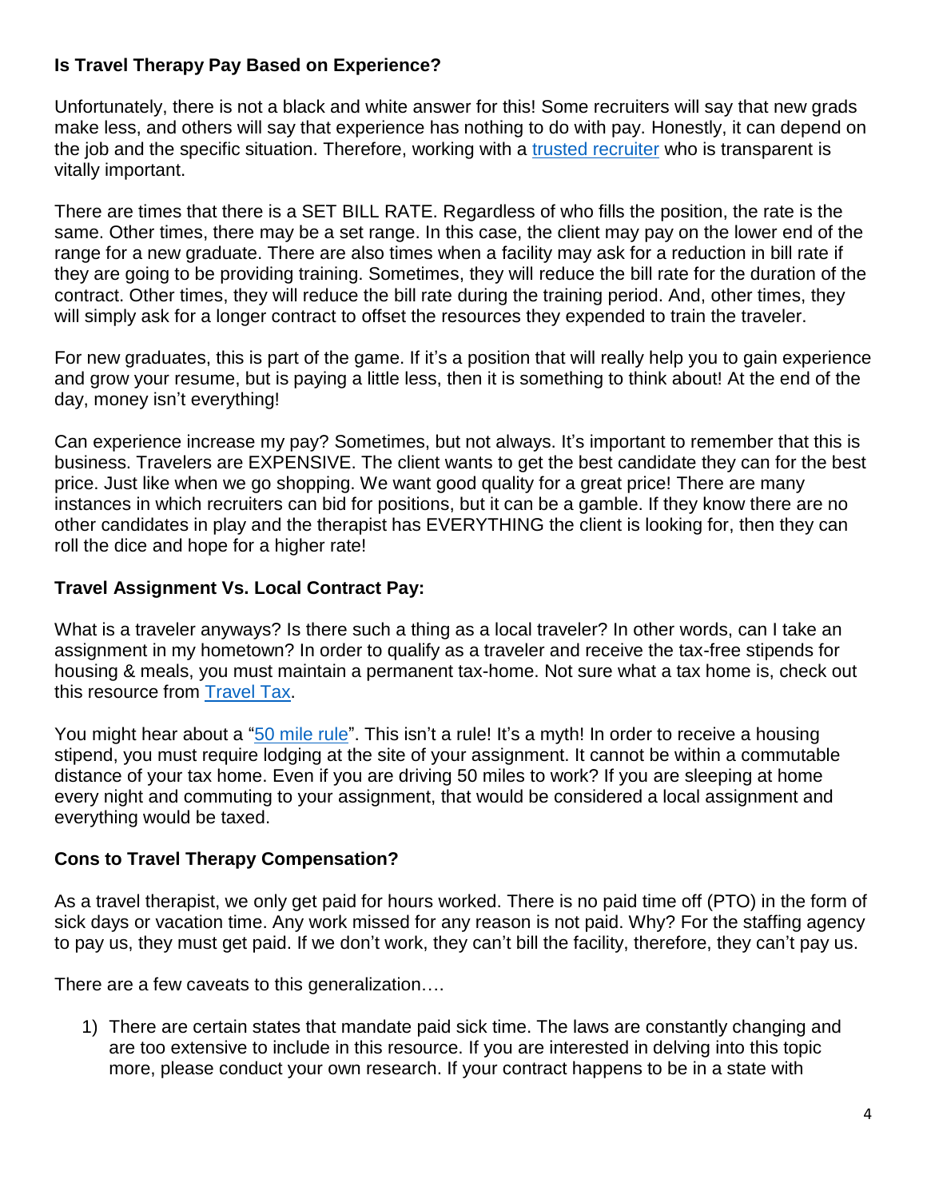### Is Travel Therapy Pay Based on Experience?

Unfortunately, there is not a black and white answer for this! Some recruiters will say that new grads make less, and others will say that experience has nothing to do with pay. Honestly, it can depend on the job and the specific situation. Therefore, working with a trusted recruiter who is transparent is vitally important.

There are times that there is a SET BILL RATE. Regardless of who fills the position, the rate is the same. Other times, there may be a set range. In this case, the client may pay on the lower end of the range for a new graduate. There are also times when a facility may ask for a reduction in bill rate if they are going to be providing training. Sometimes, they will reduce the bill rate for the duration of the contract. Other times, they will reduce the bill rate during the training period. And, other times, they will simply ask for a longer contract to offset the resources they expended to train the traveler.

For new graduates, this is part of the game. If it's a position that will really help you to gain experience and grow your resume, but is paying a little less, then it is something to think about! At the end of the day, money isn't everything!

Can experience increase my pay? Sometimes, but not always. It's important to remember that this is business. Travelers are EXPENSIVE. The client wants to get the best candidate they can for the best price. Just like when we go shopping. We want good quality for a great price! There are many instances in which recruiters can bid for positions, but it can be a gamble. If they know there are no other candidates in play and the therapist has EVERYTHING the client is looking for, then they can roll the dice and hope for a higher rate!

### Travel Assignment Vs. Local Contract Pay:

What is a traveler anyways? Is there such a thing as a local traveler? In other words, can I take an assignment in my hometown? In order to qualify as a traveler and receive the tax-free stipends for housing & meals, you must maintain a permanent tax-home. Not sure what a tax home is, check out this resource from Travel Tax.

You might hear about a "50 mile rule". This isn't a rule! It's a myth! In order to receive a housing stipend, you must require lodging at the site of your assignment. It cannot be within a commutable distance of your tax home. Even if you are driving 50 miles to work? If you are sleeping at home every night and commuting to your assignment, that would be considered a local assignment and everything would be taxed.

### Cons to Travel Therapy Compensation?

As a travel therapist, we only get paid for hours worked. There is no paid time off (PTO) in the form of sick days or vacation time. Any work missed for any reason is not paid. Why? For the staffing agency to pay us, they must get paid. If we don't work, they can't bill the facility, therefore, they can't pay us.

There are a few caveats to this generalization….

1) There are certain states that mandate paid sick time. The laws are constantly changing and are too extensive to include in this resource. If you are interested in delving into this topic more, please conduct your own research. If your contract happens to be in a state with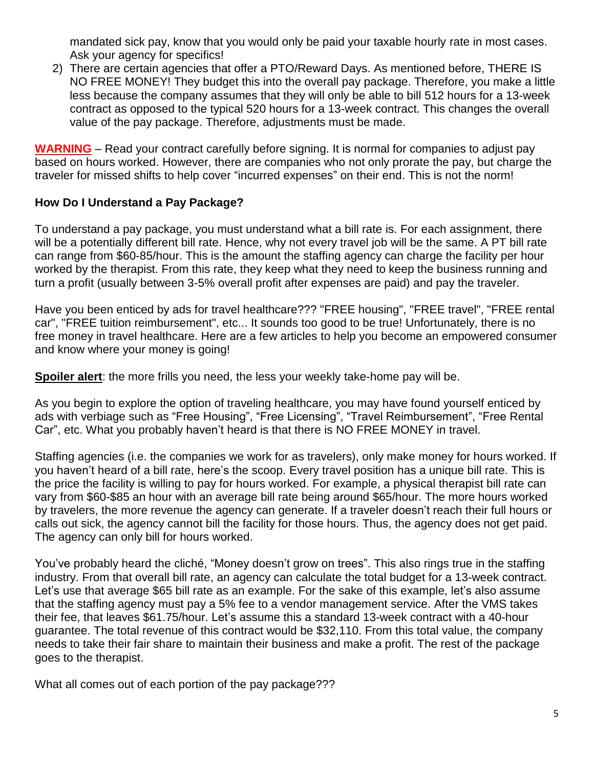mandated sick pay, know that you would only be paid your taxable hourly rate in most cases. Ask your agency for specifics!

2) There are certain agencies that offer a PTO/Reward Days. As mentioned before, THERE IS NO FREE MONEY! They budget this into the overall pay package. Therefore, you make a little less because the company assumes that they will only be able to bill 512 hours for a 13-week contract as opposed to the typical 520 hours for a 13-week contract. This changes the overall value of the pay package. Therefore, adjustments must be made.

**WARNING** – Read your contract carefully before signing. It is normal for companies to adjust pay based on hours worked. However, there are companies who not only prorate the pay, but charge the traveler for missed shifts to help cover "incurred expenses" on their end. This is not the norm!

**How Do I Understand a Pay Package?**

To understand a pay package, you must understand what a bill rate is. For each assignment, there will be a potentially different bill rate. Hence, why not every travel job will be the same. A PT bill rate can range from $60-85/hour. This is the amount the staffing agency can charge the facility per hour worked by the therapist. From this rate, they keep what they need to keep the business running and turn a profit (usually between 3-5% overall profit after expenses are paid) and pay the traveler.

Have you been enticed by ads for travel healthcare??? "FREE housing", "FREE travel", "FREE rental car", "FREE tuition reimbursement", etc... It sounds too good to be true! Unfortunately, there is no free money in travel healthcare. Here are a few articles to help you become an empowered consumer and know where your money is going!

**Spoiler alert**: the more frills you need, the less your weekly take-home pay will be.

As you begin to explore the option of traveling healthcare, you may have found yourself enticed by ads with verbiage such as "Free Housing", "Free Licensing", "Travel Reimbursement", "Free Rental Car", etc. What you probably haven't heard is that there is NO FREE MONEY in travel.

Staffing agencies (i.e. the companies we work for as travelers), only make money for hours worked. If you haven't heard of a bill rate, here's the scoop. Every travel position has a unique bill rate. This is the price the facility is willing to pay for hours worked. For example, a physical therapist bill rate can vary from $60-$85 an hour with an average bill rate being around $65/hour. The more hours worked by travelers, the more revenue the agency can generate. If a traveler doesn't reach their full hours or calls out sick, the agency cannot bill the facility for those hours. Thus, the agency does not get paid. The agency can only bill for hours worked.

You've probably heard the cliché, "Money doesn't grow on trees". This also rings true in the staffing industry. From that overall bill rate, an agency can calculate the total budget for a 13-week contract. Let's use that average $65 bill rate as an example. For the sake of this example, let's also assume that the staffing agency must pay a 5% fee to a vendor management service. After the VMS takes their fee, that leaves $61.75/hour. Let's assume this a standard 13-week contract with a 40-hour guarantee. The total revenue of this contract would be $32,110. From this total value, the company needs to take their fair share to maintain their business and make a profit. The rest of the package goes to the therapist.

What all comes out of each portion of the pay package???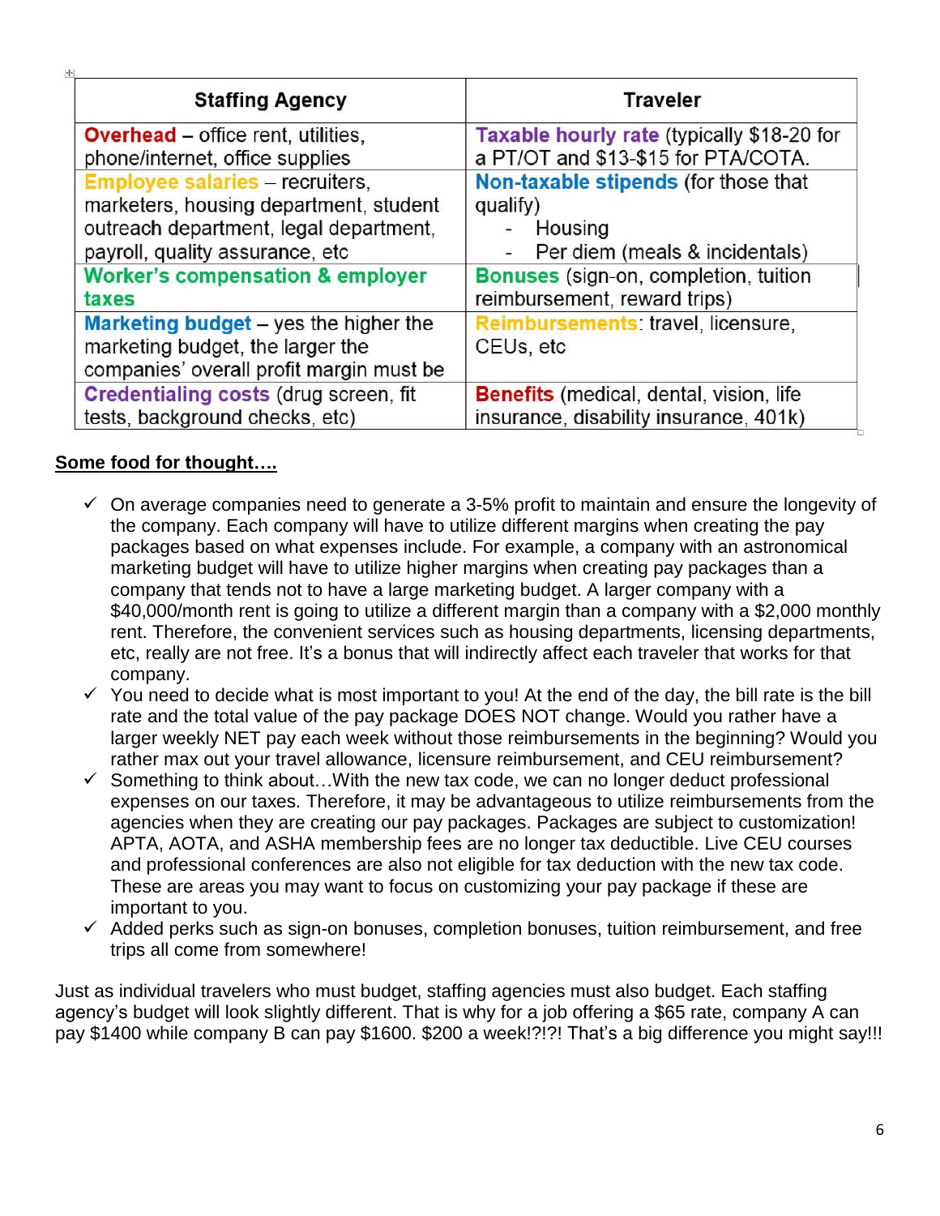| Staffing Agency | Traveler |
|---|---|
| **Overhead** – office rent, utilities, phone/internet, office supplies | **Taxable hourly rate** (typically $18-20 for a PT/OT and $13-$15 for PTA/COTA. |
| **Employee salaries** – recruiters, marketers, housing department, student outreach department, legal department, payroll, quality assurance, etc | **Non-taxable stipends** (for those that qualify)<br>- Housing<br>- Per diem (meals & incidentals) |
| **Worker's compensation & employer taxes** | **Bonuses** (sign-on, completion, tuition reimbursement, reward trips) |
| **Marketing budget** – yes the higher the marketing budget, the larger the companies' overall profit margin must be | **Reimbursements**: travel, licensure, CEUs, etc |
| **Credentialing costs** (drug screen, fit tests, background checks, etc) | **Benefits** (medical, dental, vision, life insurance, disability insurance, 401k) |

**<u>Some food for thought….</u>**

- ✓ On average companies need to generate a 3-5% profit to maintain and ensure the longevity of the company. Each company will have to utilize different margins when creating the pay packages based on what expenses include. For example, a company with an astronomical marketing budget will have to utilize higher margins when creating pay packages than a company that tends not to have a large marketing budget. A larger company with a $40,000/month rent is going to utilize a different margin than a company with a $2,000 monthly rent. Therefore, the convenient services such as housing departments, licensing departments, etc, really are not free. It's a bonus that will indirectly affect each traveler that works for that company.
- ✓ You need to decide what is most important to you! At the end of the day, the bill rate is the bill rate and the total value of the pay package DOES NOT change. Would you rather have a larger weekly NET pay each week without those reimbursements in the beginning? Would you rather max out your travel allowance, licensure reimbursement, and CEU reimbursement?
- ✓ Something to think about…With the new tax code, we can no longer deduct professional expenses on our taxes. Therefore, it may be advantageous to utilize reimbursements from the agencies when they are creating our pay packages. Packages are subject to customization! APTA, AOTA, and ASHA membership fees are no longer tax deductible. Live CEU courses and professional conferences are also not eligible for tax deduction with the new tax code. These are areas you may want to focus on customizing your pay package if these are important to you.
- ✓ Added perks such as sign-on bonuses, completion bonuses, tuition reimbursement, and free trips all come from somewhere!

Just as individual travelers who must budget, staffing agencies must also budget. Each staffing agency's budget will look slightly different. That is why for a job offering a $65 rate, company A can pay $1400 while company B can pay $1600. $200 a week!?!?! That's a big difference you might say!!!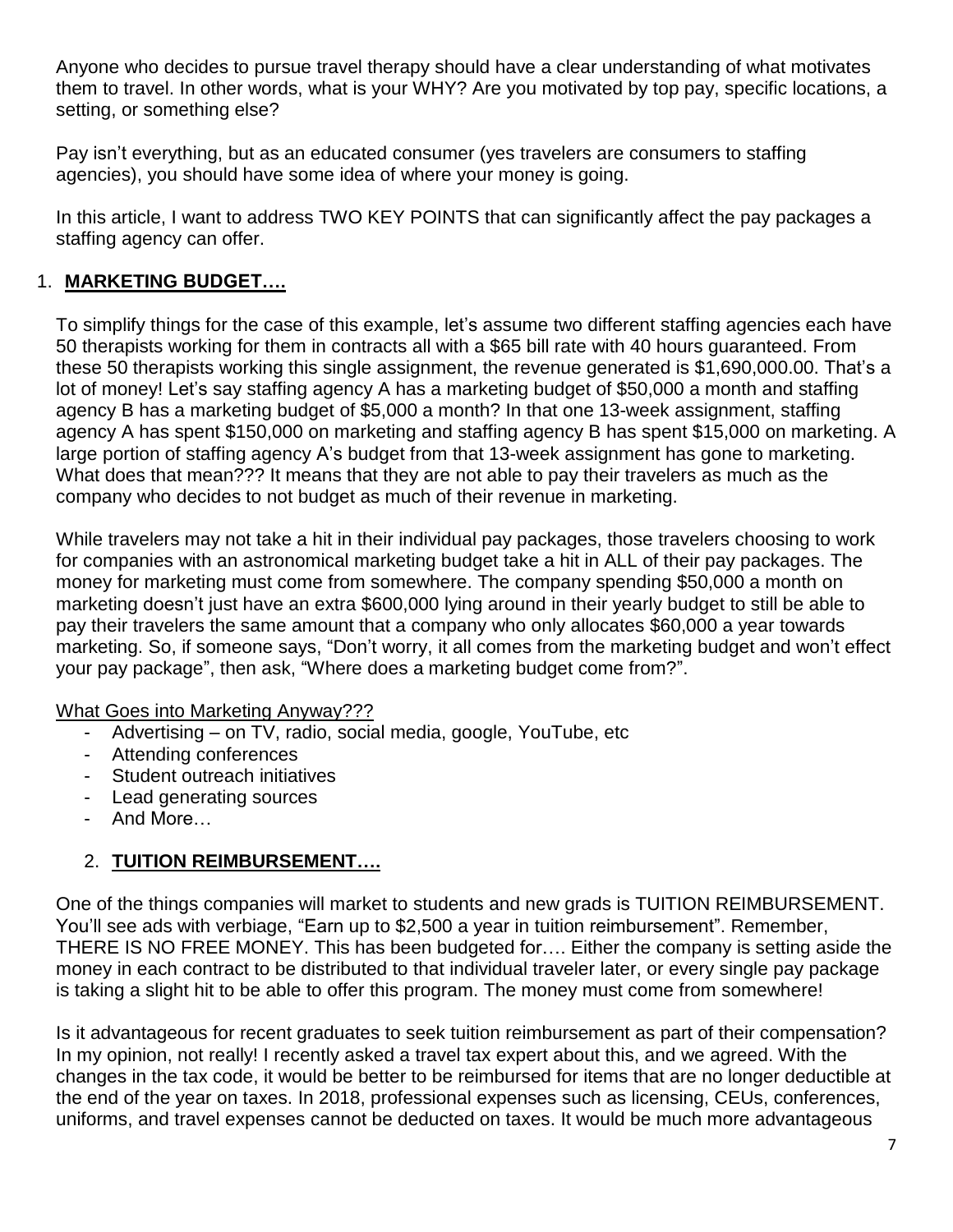Anyone who decides to pursue travel therapy should have a clear understanding of what motivates them to travel. In other words, what is your WHY? Are you motivated by top pay, specific locations, a setting, or something else?

Pay isn't everything, but as an educated consumer (yes travelers are consumers to staffing agencies), you should have some idea of where your money is going.

In this article, I want to address TWO KEY POINTS that can significantly affect the pay packages a staffing agency can offer.

1. **MARKETING BUDGET….**

To simplify things for the case of this example, let's assume two different staffing agencies each have 50 therapists working for them in contracts all with a $65 bill rate with 40 hours guaranteed. From these 50 therapists working this single assignment, the revenue generated is $1,690,000.00. That's a lot of money! Let's say staffing agency A has a marketing budget of $50,000 a month and staffing agency B has a marketing budget of $5,000 a month? In that one 13-week assignment, staffing agency A has spent $150,000 on marketing and staffing agency B has spent $15,000 on marketing. A large portion of staffing agency A's budget from that 13-week assignment has gone to marketing. What does that mean??? It means that they are not able to pay their travelers as much as the company who decides to not budget as much of their revenue in marketing.

While travelers may not take a hit in their individual pay packages, those travelers choosing to work for companies with an astronomical marketing budget take a hit in ALL of their pay packages. The money for marketing must come from somewhere. The company spending $50,000 a month on marketing doesn't just have an extra $600,000 lying around in their yearly budget to still be able to pay their travelers the same amount that a company who only allocates $60,000 a year towards marketing. So, if someone says, "Don't worry, it all comes from the marketing budget and won't effect your pay package", then ask, "Where does a marketing budget come from?".

<u>What Goes into Marketing Anyway???</u>

- Advertising – on TV, radio, social media, google, YouTube, etc
- Attending conferences
- Student outreach initiatives
- Lead generating sources
- And More…

2. **TUITION REIMBURSEMENT….**

One of the things companies will market to students and new grads is TUITION REIMBURSEMENT. You'll see ads with verbiage, "Earn up to $2,500 a year in tuition reimbursement". Remember, THERE IS NO FREE MONEY. This has been budgeted for…. Either the company is setting aside the money in each contract to be distributed to that individual traveler later, or every single pay package is taking a slight hit to be able to offer this program. The money must come from somewhere!

Is it advantageous for recent graduates to seek tuition reimbursement as part of their compensation? In my opinion, not really! I recently asked a travel tax expert about this, and we agreed. With the changes in the tax code, it would be better to be reimbursed for items that are no longer deductible at the end of the year on taxes. In 2018, professional expenses such as licensing, CEUs, conferences, uniforms, and travel expenses cannot be deducted on taxes. It would be much more advantageous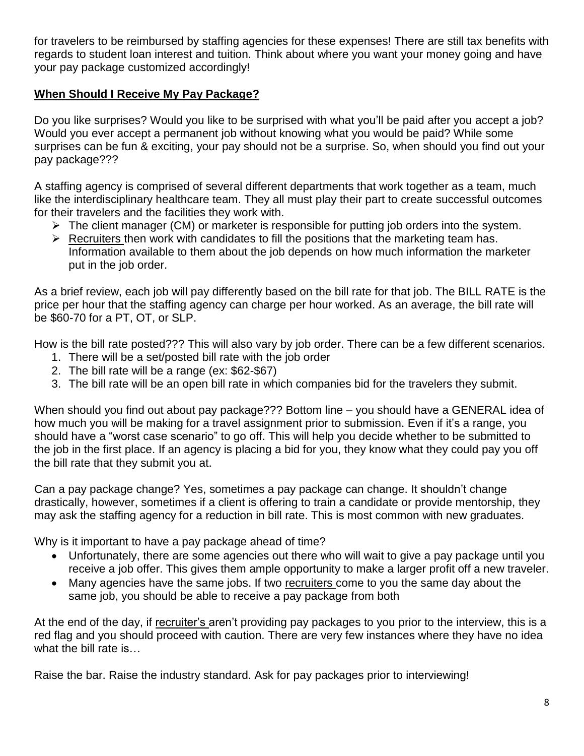for travelers to be reimbursed by staffing agencies for these expenses! There are still tax benefits with regards to student loan interest and tuition. Think about where you want your money going and have your pay package customized accordingly!

## When Should I Receive My Pay Package?

Do you like surprises? Would you like to be surprised with what you'll be paid after you accept a job? Would you ever accept a permanent job without knowing what you would be paid? While some surprises can be fun & exciting, your pay should not be a surprise. So, when should you find out your pay package???

A staffing agency is comprised of several different departments that work together as a team, much like the interdisciplinary healthcare team. They all must play their part to create successful outcomes for their travelers and the facilities they work with.

- The client manager (CM) or marketer is responsible for putting job orders into the system.
- Recruiters then work with candidates to fill the positions that the marketing team has. Information available to them about the job depends on how much information the marketer put in the job order.

As a brief review, each job will pay differently based on the bill rate for that job. The BILL RATE is the price per hour that the staffing agency can charge per hour worked. As an average, the bill rate will be $60-70 for a PT, OT, or SLP.

How is the bill rate posted??? This will also vary by job order. There can be a few different scenarios.

1. There will be a set/posted bill rate with the job order
2. The bill rate will be a range (ex: $62-$67)
3. The bill rate will be an open bill rate in which companies bid for the travelers they submit.

When should you find out about pay package??? Bottom line – you should have a GENERAL idea of how much you will be making for a travel assignment prior to submission. Even if it's a range, you should have a "worst case scenario" to go off. This will help you decide whether to be submitted to the job in the first place. If an agency is placing a bid for you, they know what they could pay you off the bill rate that they submit you at.

Can a pay package change? Yes, sometimes a pay package can change. It shouldn't change drastically, however, sometimes if a client is offering to train a candidate or provide mentorship, they may ask the staffing agency for a reduction in bill rate. This is most common with new graduates.

Why is it important to have a pay package ahead of time?

- Unfortunately, there are some agencies out there who will wait to give a pay package until you receive a job offer. This gives them ample opportunity to make a larger profit off a new traveler.
- Many agencies have the same jobs. If two recruiters come to you the same day about the same job, you should be able to receive a pay package from both

At the end of the day, if recruiter's aren't providing pay packages to you prior to the interview, this is a red flag and you should proceed with caution. There are very few instances where they have no idea what the bill rate is…

Raise the bar. Raise the industry standard. Ask for pay packages prior to interviewing!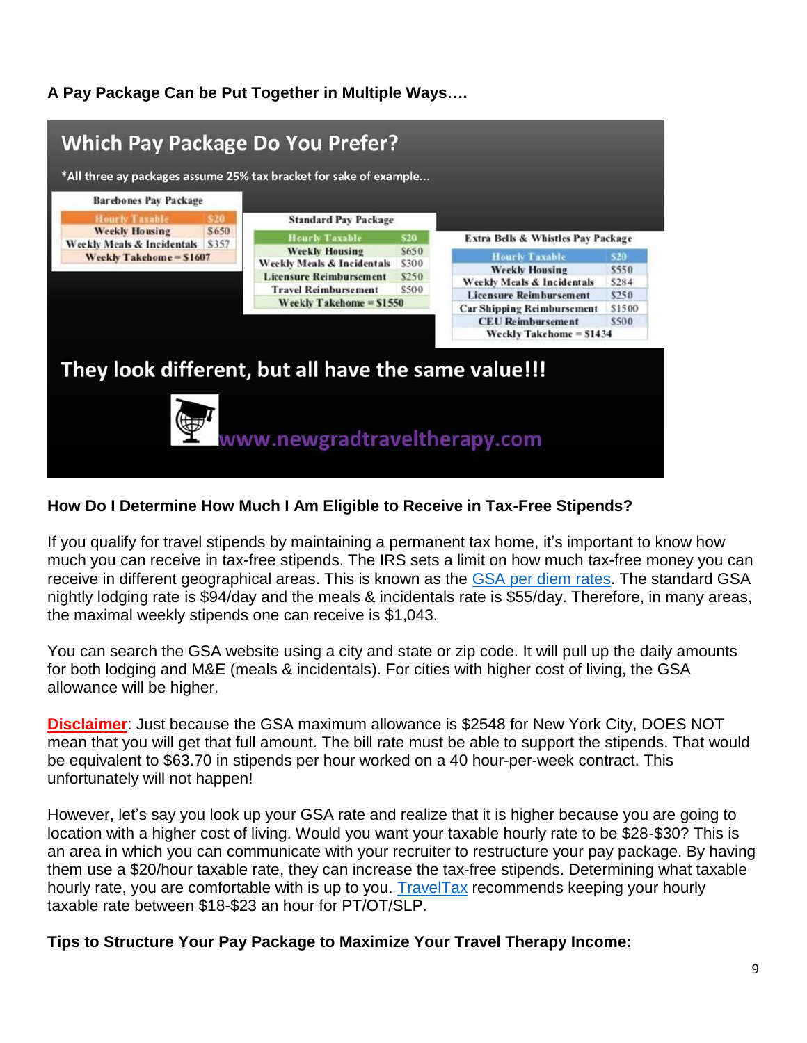**A Pay Package Can be Put Together in Multiple Ways….**

## Which Pay Package Do You Prefer?

*All three ay packages assume 25% tax bracket for sake of example...

**Barebones Pay Package**

| Hourly Taxable | $20 |
|---|---|
| Weekly Housing | $650 |
| Weekly Meals & Incidentals | $357 |
| Weekly Takehome = $1607 | |

**Standard Pay Package**

| Hourly Taxable | $20 |
|---|---|
| Weekly Housing | $650 |
| Weekly Meals & Incidentals | $300 |
| Licensure Reimbursement | $250 |
| Travel Reimbursement | $500 |
| Weekly Takehome = $1550 | |

**Extra Bells & Whistles Pay Package**

| Hourly Taxable | $20 |
|---|---|
| Weekly Housing | $550 |
| Weekly Meals & Incidentals | $284 |
| Licensure Reimbursement | $250 |
| Car Shipping Reimbursement | $1500 |
| CEU Reimbursement | $500 |
| Weekly Takehome = $1434 | |

They look different, but all have the same value!!!

www.newgradtraveltherapy.com

**How Do I Determine How Much I Am Eligible to Receive in Tax-Free Stipends?**

If you qualify for travel stipends by maintaining a permanent tax home, it's important to know how much you can receive in tax-free stipends. The IRS sets a limit on how much tax-free money you can receive in different geographical areas. This is known as the GSA per diem rates. The standard GSA nightly lodging rate is $94/day and the meals & incidentals rate is $55/day. Therefore, in many areas, the maximal weekly stipends one can receive is $1,043.

You can search the GSA website using a city and state or zip code. It will pull up the daily amounts for both lodging and M&E (meals & incidentals). For cities with higher cost of living, the GSA allowance will be higher.

**Disclaimer**: Just because the GSA maximum allowance is $2548 for New York City, DOES NOT mean that you will get that full amount. The bill rate must be able to support the stipends. That would be equivalent to $63.70 in stipends per hour worked on a 40 hour-per-week contract. This unfortunately will not happen!

However, let's say you look up your GSA rate and realize that it is higher because you are going to location with a higher cost of living. Would you want your taxable hourly rate to be $28-$30? This is an area in which you can communicate with your recruiter to restructure your pay package. By having them use a $20/hour taxable rate, they can increase the tax-free stipends. Determining what taxable hourly rate, you are comfortable with is up to you. TravelTax recommends keeping your hourly taxable rate between $18-$23 an hour for PT/OT/SLP.

**Tips to Structure Your Pay Package to Maximize Your Travel Therapy Income:**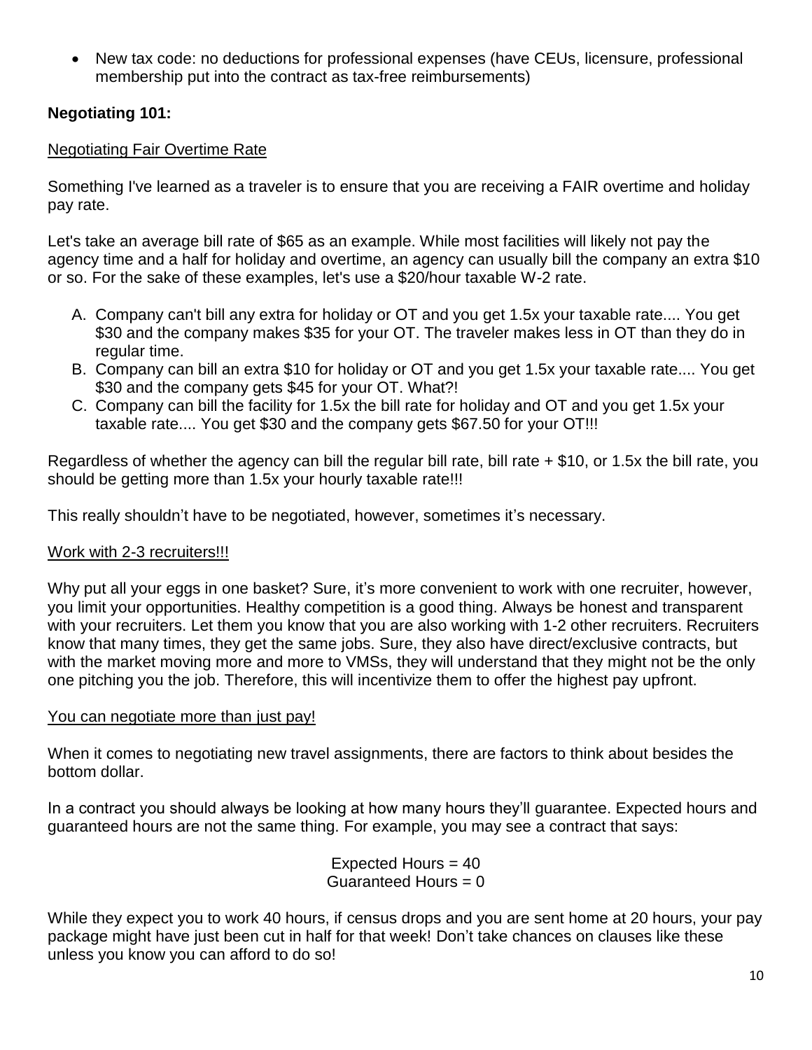- New tax code: no deductions for professional expenses (have CEUs, licensure, professional membership put into the contract as tax-free reimbursements)

**Negotiating 101:**

Negotiating Fair Overtime Rate

Something I've learned as a traveler is to ensure that you are receiving a FAIR overtime and holiday pay rate.

Let's take an average bill rate of $65 as an example. While most facilities will likely not pay the agency time and a half for holiday and overtime, an agency can usually bill the company an extra $10 or so. For the sake of these examples, let's use a $20/hour taxable W-2 rate.

A. Company can't bill any extra for holiday or OT and you get 1.5x your taxable rate.... You get $30 and the company makes $35 for your OT. The traveler makes less in OT than they do in regular time.
B. Company can bill an extra $10 for holiday or OT and you get 1.5x your taxable rate.... You get $30 and the company gets $45 for your OT. What?!
C. Company can bill the facility for 1.5x the bill rate for holiday and OT and you get 1.5x your taxable rate.... You get $30 and the company gets $67.50 for your OT!!!

Regardless of whether the agency can bill the regular bill rate, bill rate + $10, or 1.5x the bill rate, you should be getting more than 1.5x your hourly taxable rate!!!

This really shouldn't have to be negotiated, however, sometimes it's necessary.

Work with 2-3 recruiters!!!

Why put all your eggs in one basket? Sure, it's more convenient to work with one recruiter, however, you limit your opportunities. Healthy competition is a good thing. Always be honest and transparent with your recruiters. Let them you know that you are also working with 1-2 other recruiters. Recruiters know that many times, they get the same jobs. Sure, they also have direct/exclusive contracts, but with the market moving more and more to VMSs, they will understand that they might not be the only one pitching you the job. Therefore, this will incentivize them to offer the highest pay upfront.

You can negotiate more than just pay!

When it comes to negotiating new travel assignments, there are factors to think about besides the bottom dollar.

In a contract you should always be looking at how many hours they'll guarantee. Expected hours and guaranteed hours are not the same thing. For example, you may see a contract that says:

Expected Hours = 40
Guaranteed Hours = 0

While they expect you to work 40 hours, if census drops and you are sent home at 20 hours, your pay package might have just been cut in half for that week! Don't take chances on clauses like these unless you know you can afford to do so!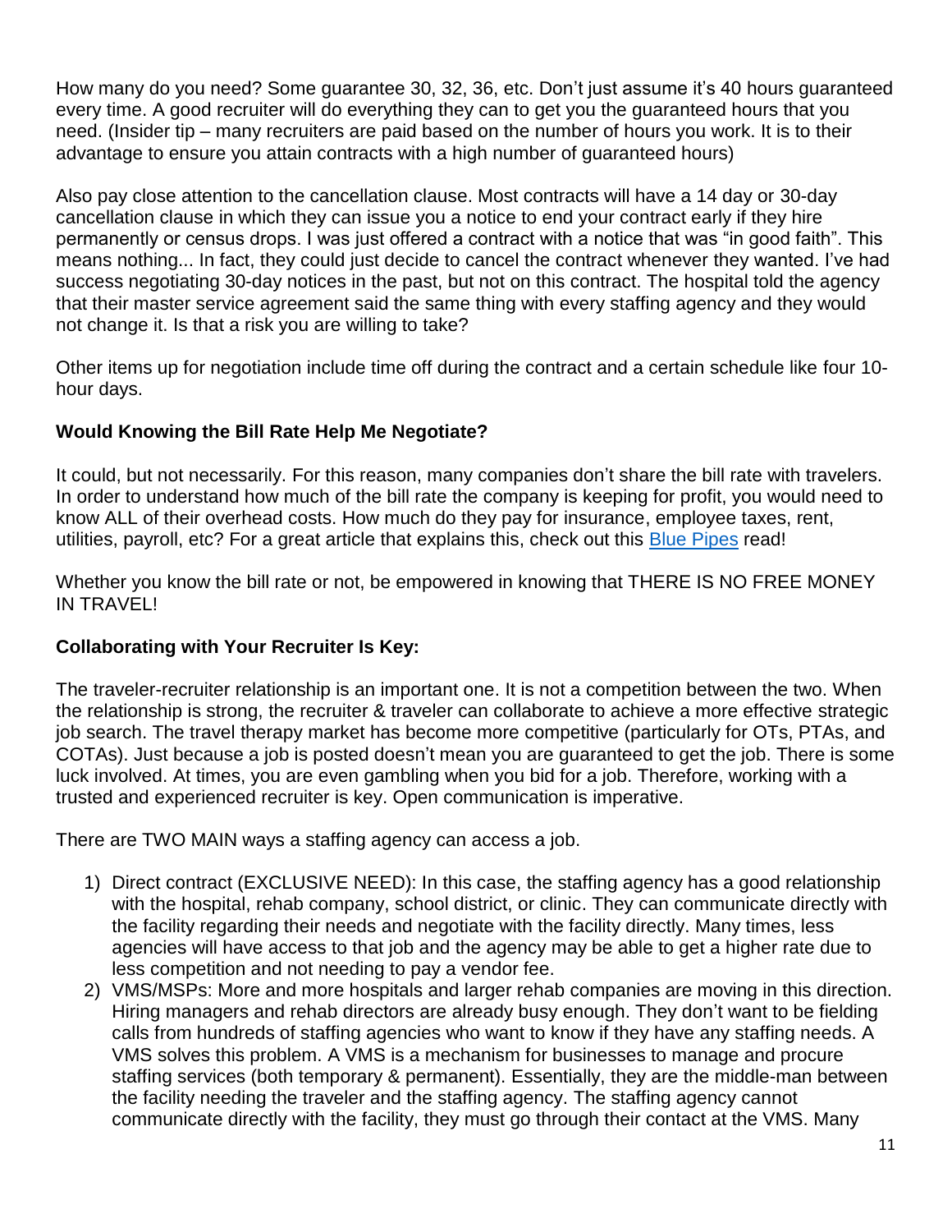How many do you need? Some guarantee 30, 32, 36, etc. Don't just assume it's 40 hours guaranteed every time. A good recruiter will do everything they can to get you the guaranteed hours that you need. (Insider tip – many recruiters are paid based on the number of hours you work. It is to their advantage to ensure you attain contracts with a high number of guaranteed hours)

Also pay close attention to the cancellation clause. Most contracts will have a 14 day or 30-day cancellation clause in which they can issue you a notice to end your contract early if they hire permanently or census drops. I was just offered a contract with a notice that was "in good faith". This means nothing... In fact, they could just decide to cancel the contract whenever they wanted. I've had success negotiating 30-day notices in the past, but not on this contract. The hospital told the agency that their master service agreement said the same thing with every staffing agency and they would not change it. Is that a risk you are willing to take?

Other items up for negotiation include time off during the contract and a certain schedule like four 10-hour days.

**Would Knowing the Bill Rate Help Me Negotiate?**

It could, but not necessarily. For this reason, many companies don't share the bill rate with travelers. In order to understand how much of the bill rate the company is keeping for profit, you would need to know ALL of their overhead costs. How much do they pay for insurance, employee taxes, rent, utilities, payroll, etc? For a great article that explains this, check out this Blue Pipes read!

Whether you know the bill rate or not, be empowered in knowing that THERE IS NO FREE MONEY IN TRAVEL!

**Collaborating with Your Recruiter Is Key:**

The traveler-recruiter relationship is an important one. It is not a competition between the two. When the relationship is strong, the recruiter & traveler can collaborate to achieve a more effective strategic job search. The travel therapy market has become more competitive (particularly for OTs, PTAs, and COTAs). Just because a job is posted doesn't mean you are guaranteed to get the job. There is some luck involved. At times, you are even gambling when you bid for a job. Therefore, working with a trusted and experienced recruiter is key. Open communication is imperative.

There are TWO MAIN ways a staffing agency can access a job.

1) Direct contract (EXCLUSIVE NEED): In this case, the staffing agency has a good relationship with the hospital, rehab company, school district, or clinic. They can communicate directly with the facility regarding their needs and negotiate with the facility directly. Many times, less agencies will have access to that job and the agency may be able to get a higher rate due to less competition and not needing to pay a vendor fee.
2) VMS/MSPs: More and more hospitals and larger rehab companies are moving in this direction. Hiring managers and rehab directors are already busy enough. They don't want to be fielding calls from hundreds of staffing agencies who want to know if they have any staffing needs. A VMS solves this problem. A VMS is a mechanism for businesses to manage and procure staffing services (both temporary & permanent). Essentially, they are the middle-man between the facility needing the traveler and the staffing agency. The staffing agency cannot communicate directly with the facility, they must go through their contact at the VMS. Many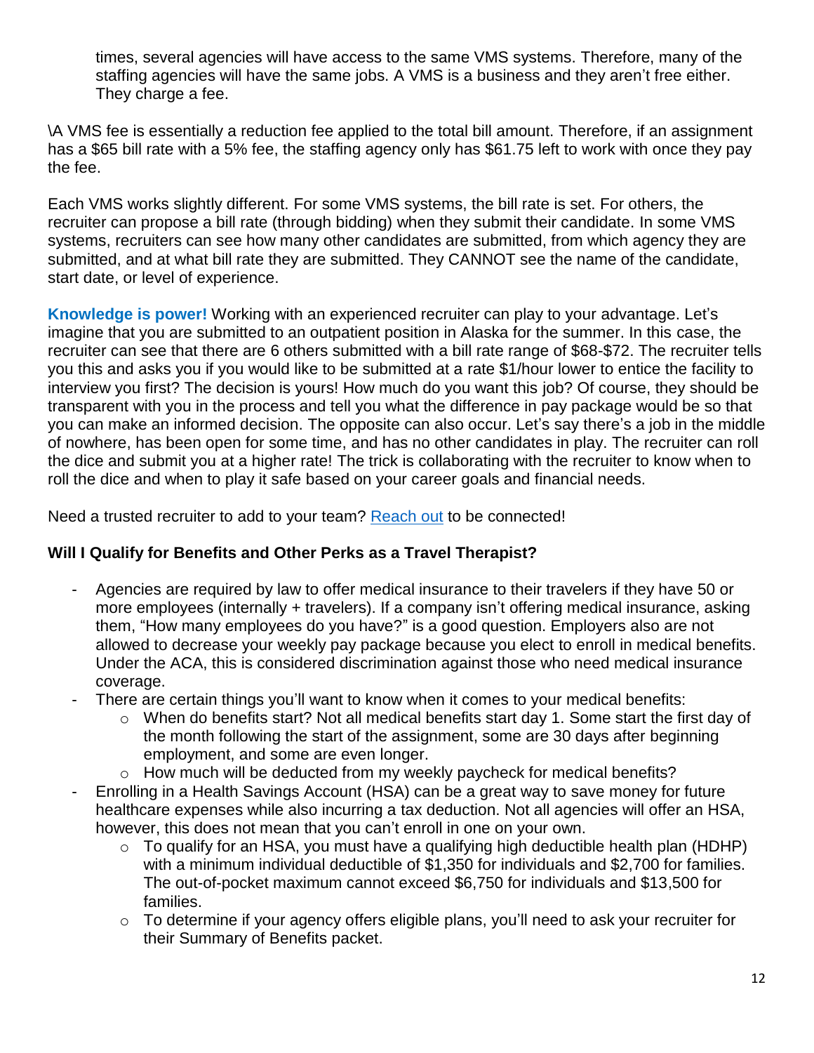times, several agencies will have access to the same VMS systems. Therefore, many of the staffing agencies will have the same jobs. A VMS is a business and they aren't free either. They charge a fee.

\A VMS fee is essentially a reduction fee applied to the total bill amount. Therefore, if an assignment has a $65 bill rate with a 5% fee, the staffing agency only has $61.75 left to work with once they pay the fee.

Each VMS works slightly different. For some VMS systems, the bill rate is set. For others, the recruiter can propose a bill rate (through bidding) when they submit their candidate. In some VMS systems, recruiters can see how many other candidates are submitted, from which agency they are submitted, and at what bill rate they are submitted. They CANNOT see the name of the candidate, start date, or level of experience.

**Knowledge is power!** Working with an experienced recruiter can play to your advantage. Let's imagine that you are submitted to an outpatient position in Alaska for the summer. In this case, the recruiter can see that there are 6 others submitted with a bill rate range of $68-$72. The recruiter tells you this and asks you if you would like to be submitted at a rate $1/hour lower to entice the facility to interview you first? The decision is yours! How much do you want this job? Of course, they should be transparent with you in the process and tell you what the difference in pay package would be so that you can make an informed decision. The opposite can also occur. Let's say there's a job in the middle of nowhere, has been open for some time, and has no other candidates in play. The recruiter can roll the dice and submit you at a higher rate! The trick is collaborating with the recruiter to know when to roll the dice and when to play it safe based on your career goals and financial needs.

Need a trusted recruiter to add to your team? Reach out to be connected!

**Will I Qualify for Benefits and Other Perks as a Travel Therapist?**

- Agencies are required by law to offer medical insurance to their travelers if they have 50 or more employees (internally + travelers). If a company isn't offering medical insurance, asking them, "How many employees do you have?" is a good question. Employers also are not allowed to decrease your weekly pay package because you elect to enroll in medical benefits. Under the ACA, this is considered discrimination against those who need medical insurance coverage.
- There are certain things you'll want to know when it comes to your medical benefits:
  - When do benefits start? Not all medical benefits start day 1. Some start the first day of the month following the start of the assignment, some are 30 days after beginning employment, and some are even longer.
  - How much will be deducted from my weekly paycheck for medical benefits?
- Enrolling in a Health Savings Account (HSA) can be a great way to save money for future healthcare expenses while also incurring a tax deduction. Not all agencies will offer an HSA, however, this does not mean that you can't enroll in one on your own.
  - To qualify for an HSA, you must have a qualifying high deductible health plan (HDHP) with a minimum individual deductible of $1,350 for individuals and $2,700 for families. The out-of-pocket maximum cannot exceed $6,750 for individuals and $13,500 for families.
  - To determine if your agency offers eligible plans, you'll need to ask your recruiter for their Summary of Benefits packet.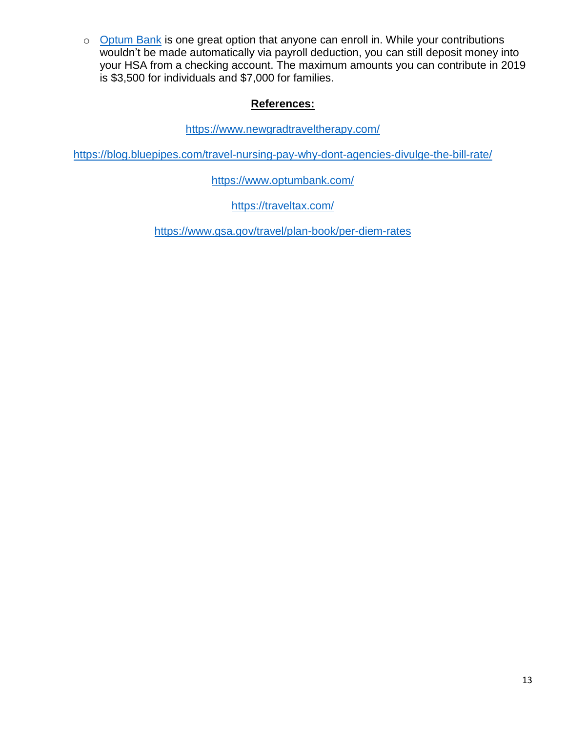- Optum Bank is one great option that anyone can enroll in. While your contributions wouldn't be made automatically via payroll deduction, you can still deposit money into your HSA from a checking account. The maximum amounts you can contribute in 2019 is $3,500 for individuals and $7,000 for families.

**References:**

https://www.newgradtraveltherapy.com/

https://blog.bluepipes.com/travel-nursing-pay-why-dont-agencies-divulge-the-bill-rate/

https://www.optumbank.com/

https://traveltax.com/

https://www.gsa.gov/travel/plan-book/per-diem-rates